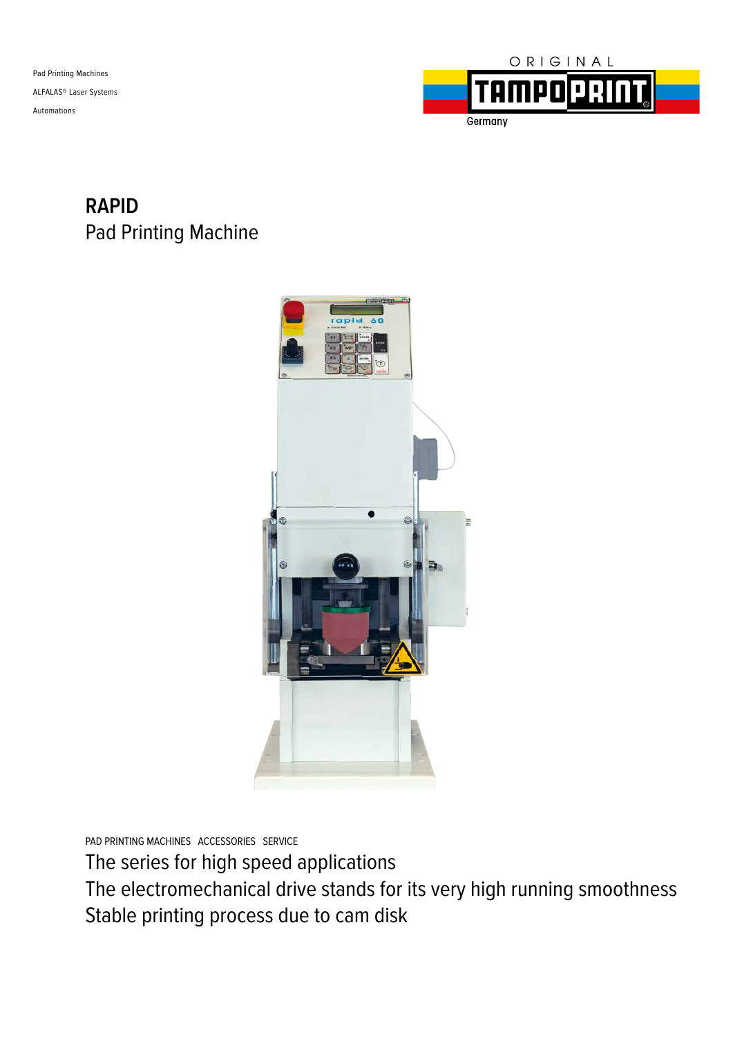Pad Printing Machines

ALFALAS® Laser Systems

Automations

ORIGINAL TAMPOPRINT Germany

# RAPID

## Pad Printing Machine

PAD PRINTING MACHINES ACCESSORIES SERVICE

The series for high speed applications

The electromechanical drive stands for its very high running smoothness

Stable printing process due to cam disk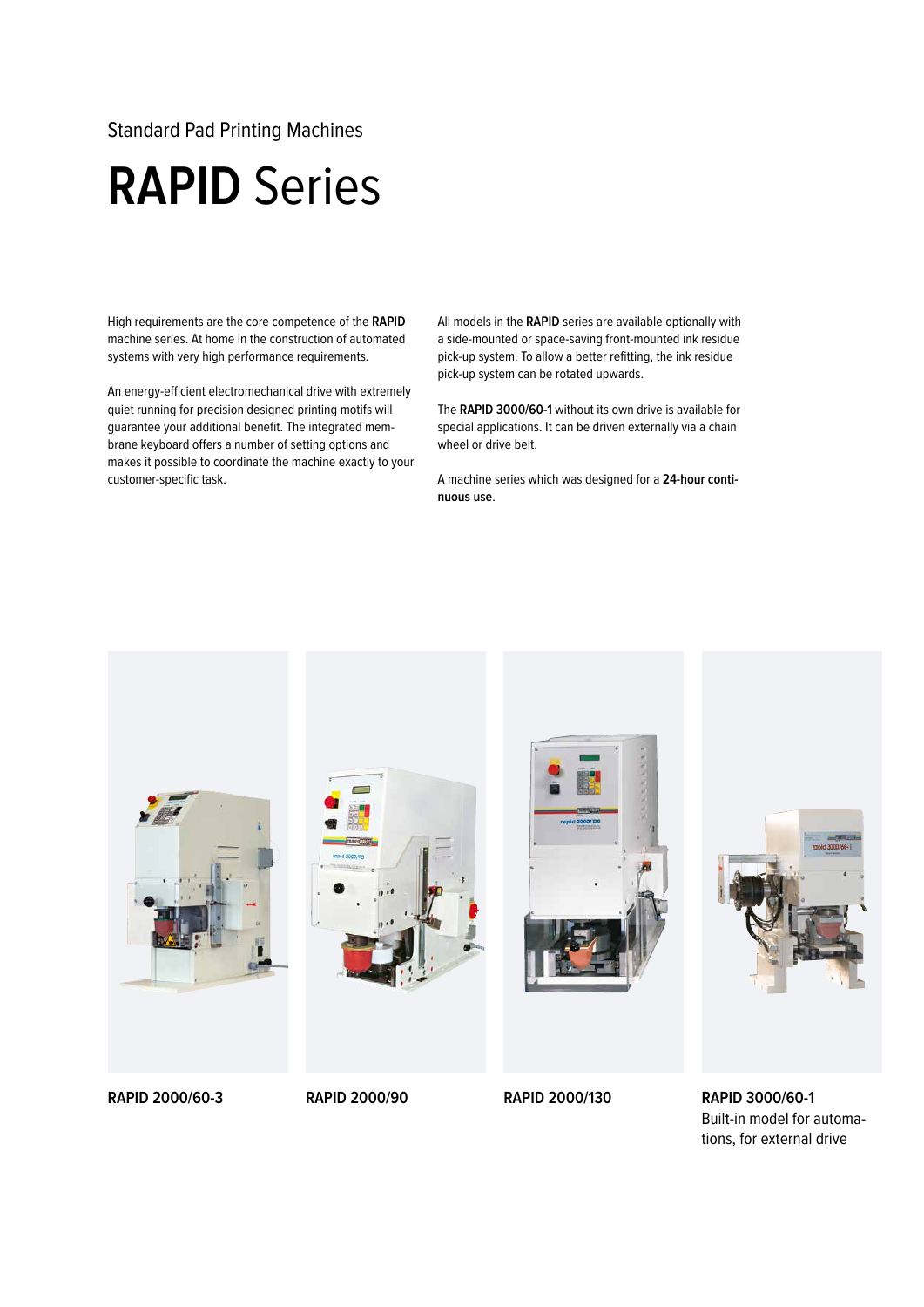Standard Pad Printing Machines

# **RAPID** Series

High requirements are the core competence of the **RAPID** machine series. At home in the construction of automated systems with very high performance requirements.

An energy-efficient electromechanical drive with extremely quiet running for precision designed printing motifs will guarantee your additional benefit. The integrated membrane keyboard offers a number of setting options and makes it possible to coordinate the machine exactly to your customer-specific task.

All models in the **RAPID** series are available optionally with a side-mounted or space-saving front-mounted ink residue pick-up system. To allow a better refitting, the ink residue pick-up system can be rotated upwards.

The **RAPID 3000/60-1** without its own drive is available for special applications. It can be driven externally via a chain wheel or drive belt.

A machine series which was designed for a **24-hour continuous use**.

**RAPID 2000/60-3**

**RAPID 2000/90**

**RAPID 2000/130**

**RAPID 3000/60-1**
Built-in model for automations, for external drive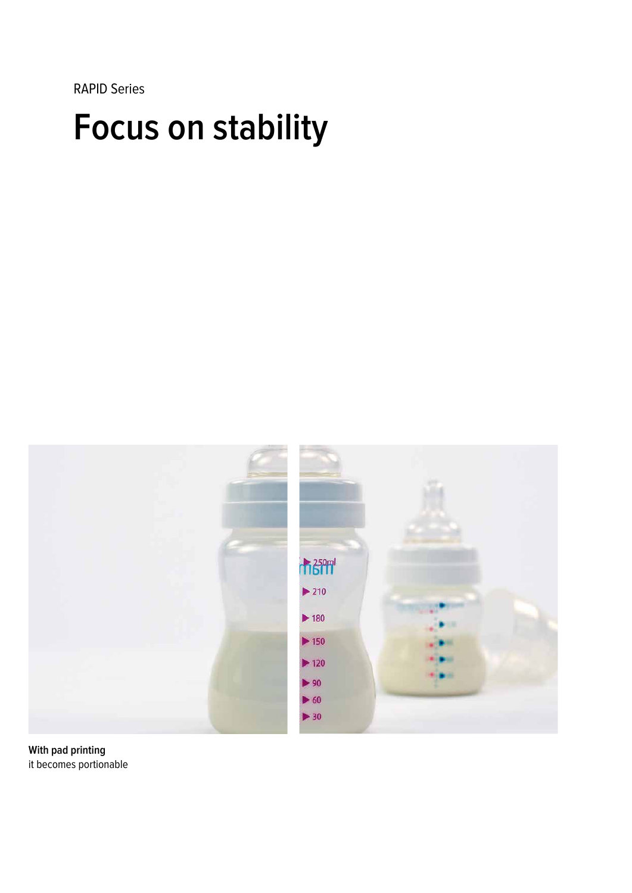RAPID Series

# Focus on stability

**With pad printing**
it becomes portionable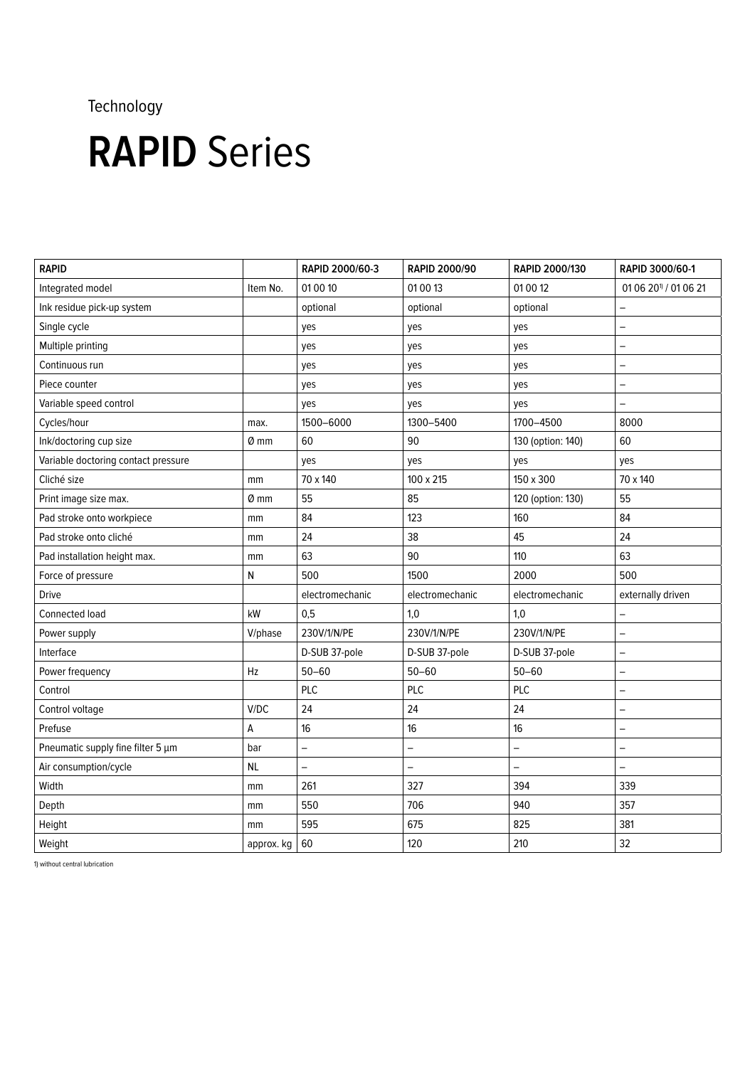Technology

# **RAPID** Series

| RAPID | | RAPID 2000/60-3 | RAPID 2000/90 | RAPID 2000/130 | RAPID 3000/60-1 |
|---|---|---|---|---|---|
| Integrated model | Item No. | 01 00 10 | 01 00 13 | 01 00 12 | 01 06 20[1] / 01 06 21 |
| Ink residue pick-up system | | optional | optional | optional | – |
| Single cycle | | yes | yes | yes | – |
| Multiple printing | | yes | yes | yes | – |
| Continuous run | | yes | yes | yes | – |
| Piece counter | | yes | yes | yes | – |
| Variable speed control | | yes | yes | yes | – |
| Cycles/hour | max. | 1500–6000 | 1300–5400 | 1700–4500 | 8000 |
| Ink/doctoring cup size | Ø mm | 60 | 90 | 130 (option: 140) | 60 |
| Variable doctoring contact pressure | | yes | yes | yes | yes |
| Cliché size | mm | 70 x 140 | 100 x 215 | 150 x 300 | 70 x 140 |
| Print image size max. | Ø mm | 55 | 85 | 120 (option: 130) | 55 |
| Pad stroke onto workpiece | mm | 84 | 123 | 160 | 84 |
| Pad stroke onto cliché | mm | 24 | 38 | 45 | 24 |
| Pad installation height max. | mm | 63 | 90 | 110 | 63 |
| Force of pressure | N | 500 | 1500 | 2000 | 500 |
| Drive | | electromechanic | electromechanic | electromechanic | externally driven |
| Connected load | kW | 0,5 | 1,0 | 1,0 | – |
| Power supply | V/phase | 230V/1/N/PE | 230V/1/N/PE | 230V/1/N/PE | – |
| Interface | | D-SUB 37-pole | D-SUB 37-pole | D-SUB 37-pole | – |
| Power frequency | Hz | 50–60 | 50–60 | 50–60 | – |
| Control | | PLC | PLC | PLC | – |
| Control voltage | V/DC | 24 | 24 | 24 | – |
| Prefuse | A | 16 | 16 | 16 | – |
| Pneumatic supply fine filter 5 µm | bar | – | – | – | – |
| Air consumption/cycle | NL | – | – | – | – |
| Width | mm | 261 | 327 | 394 | 339 |
| Depth | mm | 550 | 706 | 940 | 357 |
| Height | mm | 595 | 675 | 825 | 381 |
| Weight | approx. kg | 60 | 120 | 210 | 32 |

1) without central lubrication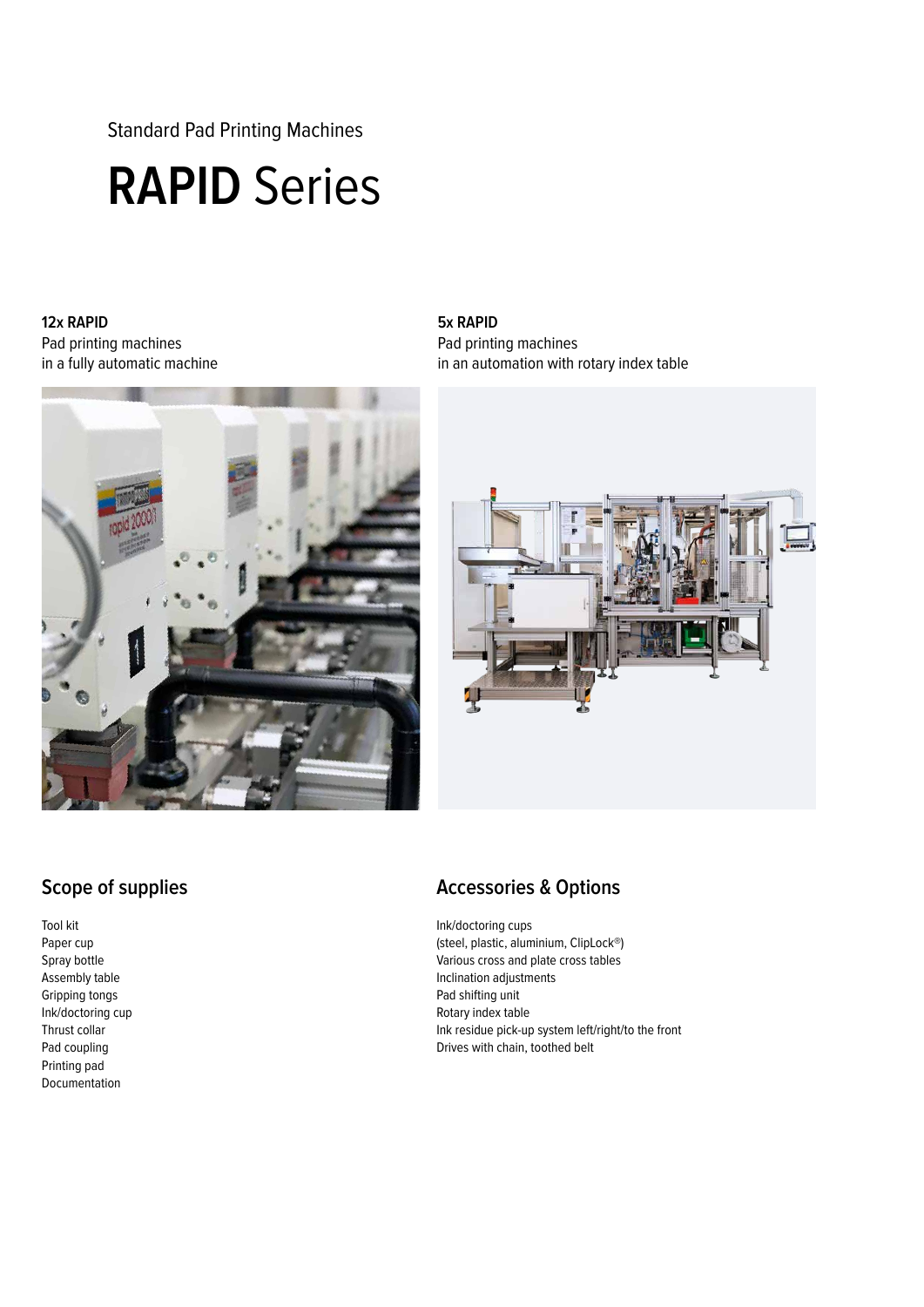Standard Pad Printing Machines

# **RAPID** Series

**12x RAPID**
Pad printing machines
in a fully automatic machine

**5x RAPID**
Pad printing machines
in an automation with rotary index table

## Scope of supplies

Tool kit
Paper cup
Spray bottle
Assembly table
Gripping tongs
Ink/doctoring cup
Thrust collar
Pad coupling
Printing pad
Documentation

## Accessories & Options

Ink/doctoring cups
(steel, plastic, aluminium, ClipLock®)
Various cross and plate cross tables
Inclination adjustments
Pad shifting unit
Rotary index table
Ink residue pick-up system left/right/to the front
Drives with chain, toothed belt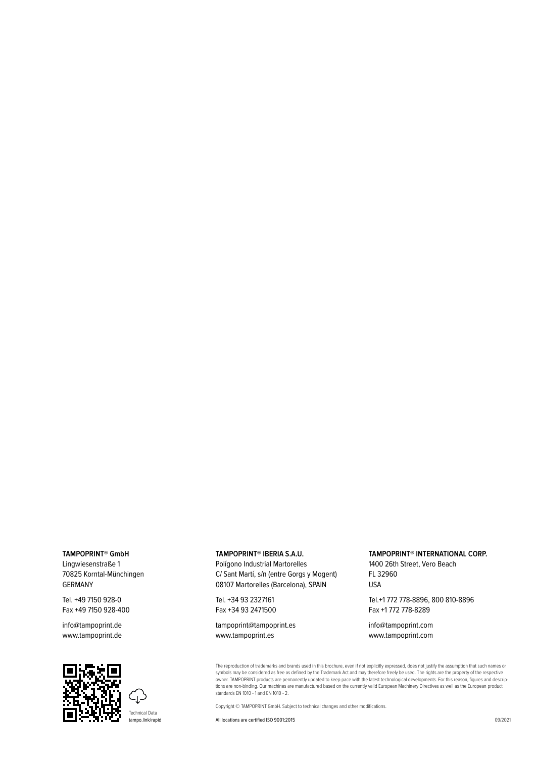**TAMPOPRINT® GmbH**
Lingwiesenstraße 1
70825 Korntal-Münchingen
GERMANY

Tel. +49 7150 928-0
Fax +49 7150 928-400

info@tampoprint.de
www.tampoprint.de

**TAMPOPRINT® IBERIA S.A.U.**
Polígono Industrial Martorelles
C/ Sant Martí, s/n (entre Gorgs y Mogent)
08107 Martorelles (Barcelona), SPAIN

Tel. +34 93 2327161
Fax +34 93 2471500

tampoprint@tampoprint.es
www.tampoprint.es

**TAMPOPRINT® INTERNATIONAL CORP.**
1400 26th Street, Vero Beach
FL 32960
USA

Tel.+1 772 778-8896, 800 810-8896
Fax +1 772 778-8289

info@tampoprint.com
www.tampoprint.com

Technical Data
tampo.link/rapid

The reproduction of trademarks and brands used in this brochure, even if not explicitly expressed, does not justify the assumption that such names or symbols may be considered as free as defined by the Trademark Act and may therefore freely be used. The rights are the property of the respective owner. TAMPOPRINT products are permanently updated to keep pace with the latest technological developments. For this reason, figures and descriptions are non-binding. Our machines are manufactured based on the currently valid European Machinery Directives as well as the European product standards EN 1010 - 1 and EN 1010 - 2.

Copyright © TAMPOPRINT GmbH. Subject to technical changes and other modifications.

All locations are certified ISO 9001:2015

09/2021